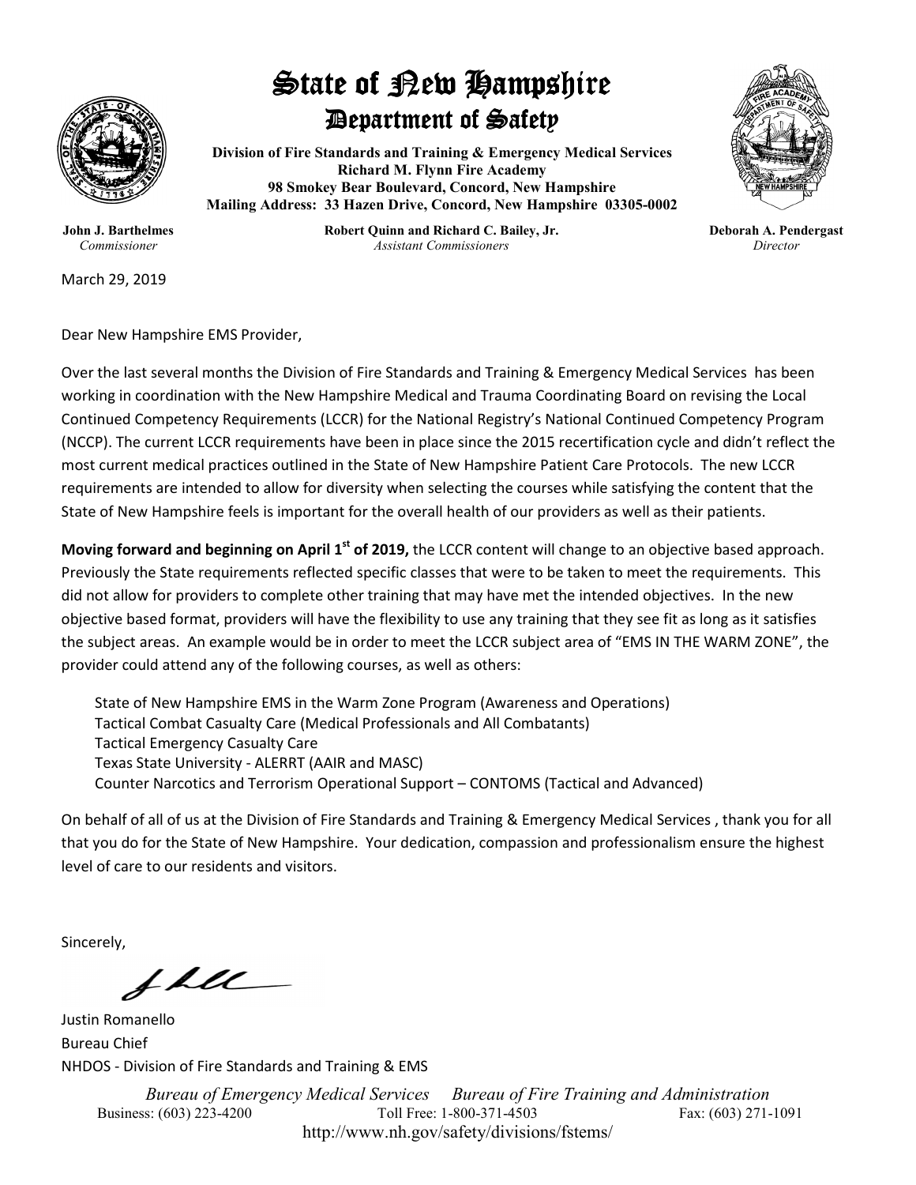# State of New Hampshire
## Department of Safety

**Division of Fire Standards and Training & Emergency Medical Services**
**Richard M. Flynn Fire Academy**
**98 Smokey Bear Boulevard, Concord, New Hampshire**
**Mailing Address: 33 Hazen Drive, Concord, New Hampshire 03305-0002**

**John J. Barthelmes**
*Commissioner*

**Robert Quinn and Richard C. Bailey, Jr.**
*Assistant Commissioners*

**Deborah A. Pendergast**
*Director*

March 29, 2019

Dear New Hampshire EMS Provider,

Over the last several months the Division of Fire Standards and Training & Emergency Medical Services has been working in coordination with the New Hampshire Medical and Trauma Coordinating Board on revising the Local Continued Competency Requirements (LCCR) for the National Registry's National Continued Competency Program (NCCP). The current LCCR requirements have been in place since the 2015 recertification cycle and didn't reflect the most current medical practices outlined in the State of New Hampshire Patient Care Protocols. The new LCCR requirements are intended to allow for diversity when selecting the courses while satisfying the content that the State of New Hampshire feels is important for the overall health of our providers as well as their patients.

**Moving forward and beginning on April 1st of 2019,** the LCCR content will change to an objective based approach. Previously the State requirements reflected specific classes that were to be taken to meet the requirements. This did not allow for providers to complete other training that may have met the intended objectives. In the new objective based format, providers will have the flexibility to use any training that they see fit as long as it satisfies the subject areas. An example would be in order to meet the LCCR subject area of "EMS IN THE WARM ZONE", the provider could attend any of the following courses, as well as others:

- State of New Hampshire EMS in the Warm Zone Program (Awareness and Operations)
- Tactical Combat Casualty Care (Medical Professionals and All Combatants)
- Tactical Emergency Casualty Care
- Texas State University - ALERRT (AAIR and MASC)
- Counter Narcotics and Terrorism Operational Support – CONTOMS (Tactical and Advanced)

On behalf of all of us at the Division of Fire Standards and Training & Emergency Medical Services , thank you for all that you do for the State of New Hampshire. Your dedication, compassion and professionalism ensure the highest level of care to our residents and visitors.

Sincerely,

Justin Romanello
Bureau Chief
NHDOS - Division of Fire Standards and Training & EMS

*Bureau of Emergency Medical Services* *Bureau of Fire Training and Administration*
Business: (603) 223-4200 Toll Free: 1-800-371-4503 Fax: (603) 271-1091
http://www.nh.gov/safety/divisions/fstems/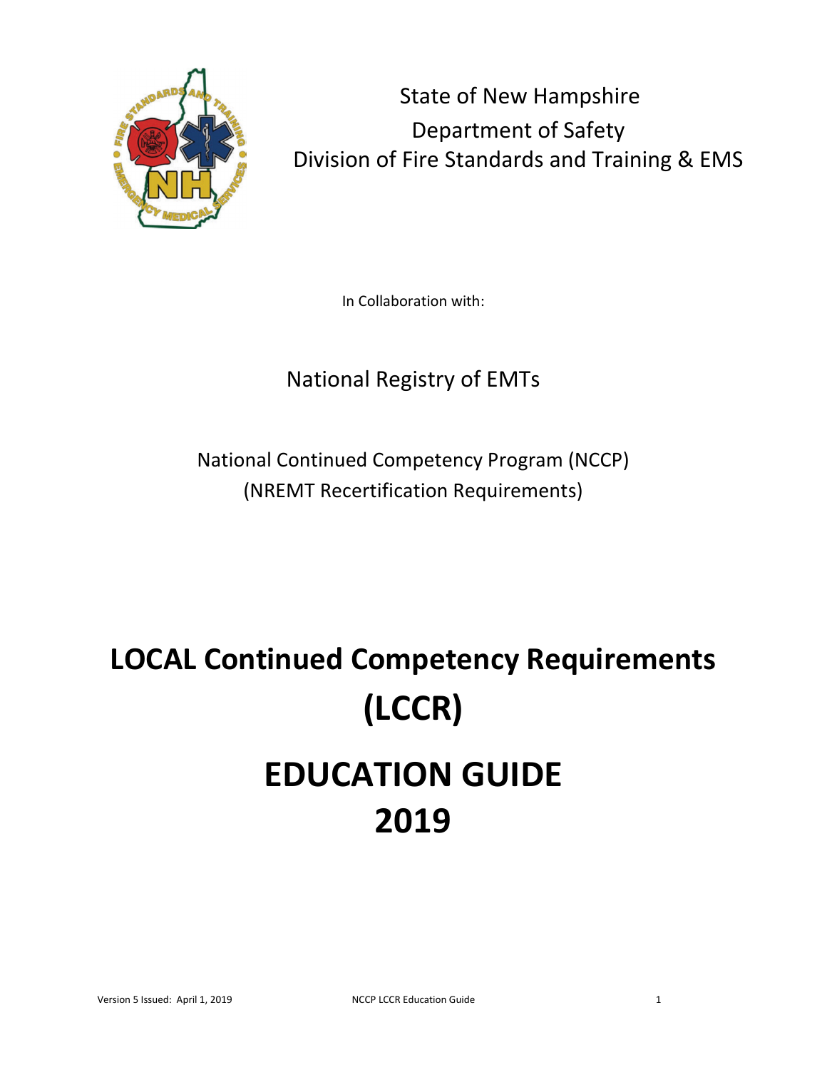State of New Hampshire

Department of Safety

Division of Fire Standards and Training & EMS

In Collaboration with:

National Registry of EMTs

National Continued Competency Program (NCCP)
(NREMT Recertification Requirements)

# LOCAL Continued Competency Requirements (LCCR)

# EDUCATION GUIDE 2019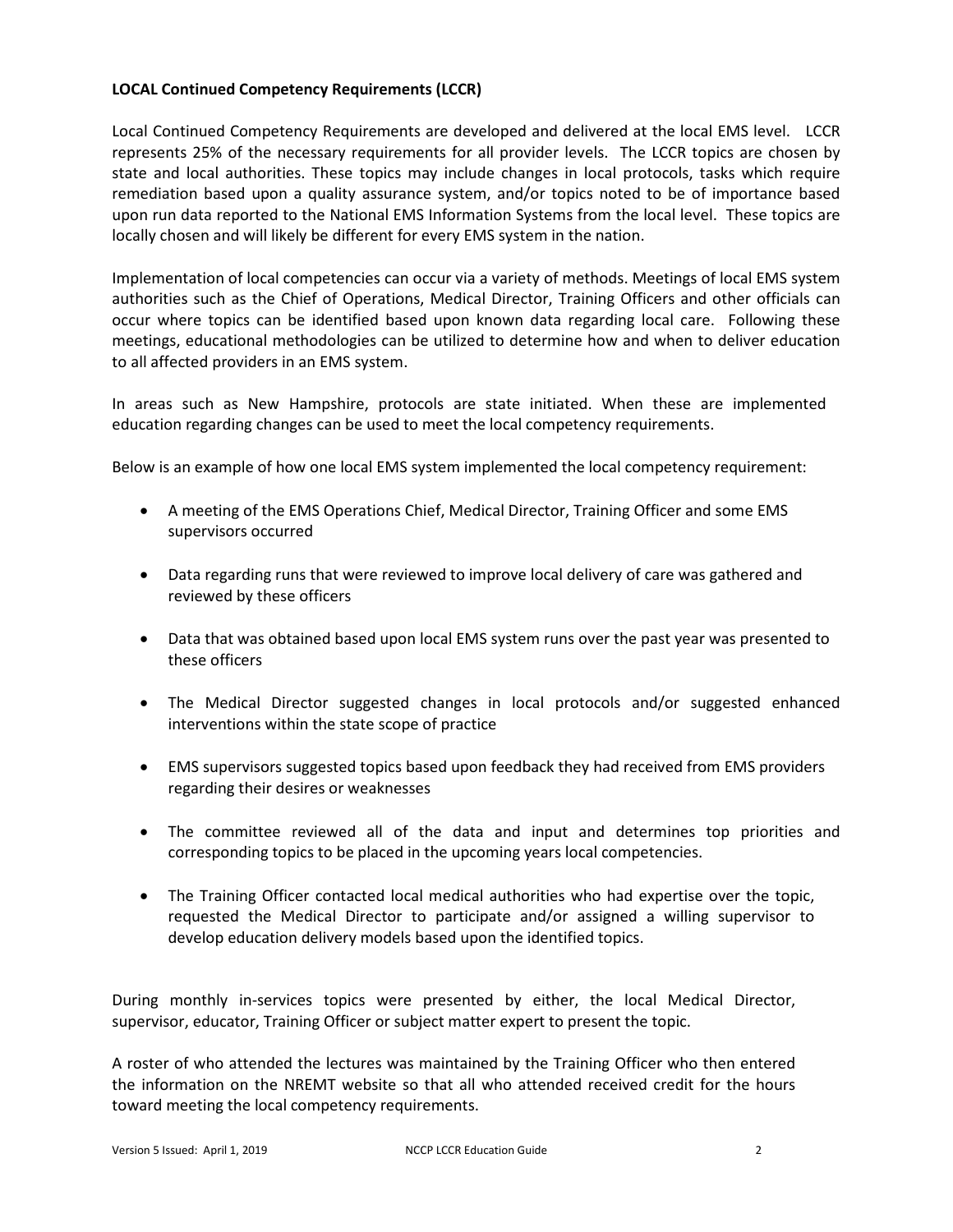**LOCAL Continued Competency Requirements (LCCR)**

Local Continued Competency Requirements are developed and delivered at the local EMS level. LCCR represents 25% of the necessary requirements for all provider levels. The LCCR topics are chosen by state and local authorities. These topics may include changes in local protocols, tasks which require remediation based upon a quality assurance system, and/or topics noted to be of importance based upon run data reported to the National EMS Information Systems from the local level. These topics are locally chosen and will likely be different for every EMS system in the nation.

Implementation of local competencies can occur via a variety of methods. Meetings of local EMS system authorities such as the Chief of Operations, Medical Director, Training Officers and other officials can occur where topics can be identified based upon known data regarding local care. Following these meetings, educational methodologies can be utilized to determine how and when to deliver education to all affected providers in an EMS system.

In areas such as New Hampshire, protocols are state initiated. When these are implemented education regarding changes can be used to meet the local competency requirements.

Below is an example of how one local EMS system implemented the local competency requirement:

- A meeting of the EMS Operations Chief, Medical Director, Training Officer and some EMS supervisors occurred
- Data regarding runs that were reviewed to improve local delivery of care was gathered and reviewed by these officers
- Data that was obtained based upon local EMS system runs over the past year was presented to these officers
- The Medical Director suggested changes in local protocols and/or suggested enhanced interventions within the state scope of practice
- EMS supervisors suggested topics based upon feedback they had received from EMS providers regarding their desires or weaknesses
- The committee reviewed all of the data and input and determines top priorities and corresponding topics to be placed in the upcoming years local competencies.
- The Training Officer contacted local medical authorities who had expertise over the topic, requested the Medical Director to participate and/or assigned a willing supervisor to develop education delivery models based upon the identified topics.

During monthly in-services topics were presented by either, the local Medical Director, supervisor, educator, Training Officer or subject matter expert to present the topic.

A roster of who attended the lectures was maintained by the Training Officer who then entered the information on the NREMT website so that all who attended received credit for the hours toward meeting the local competency requirements.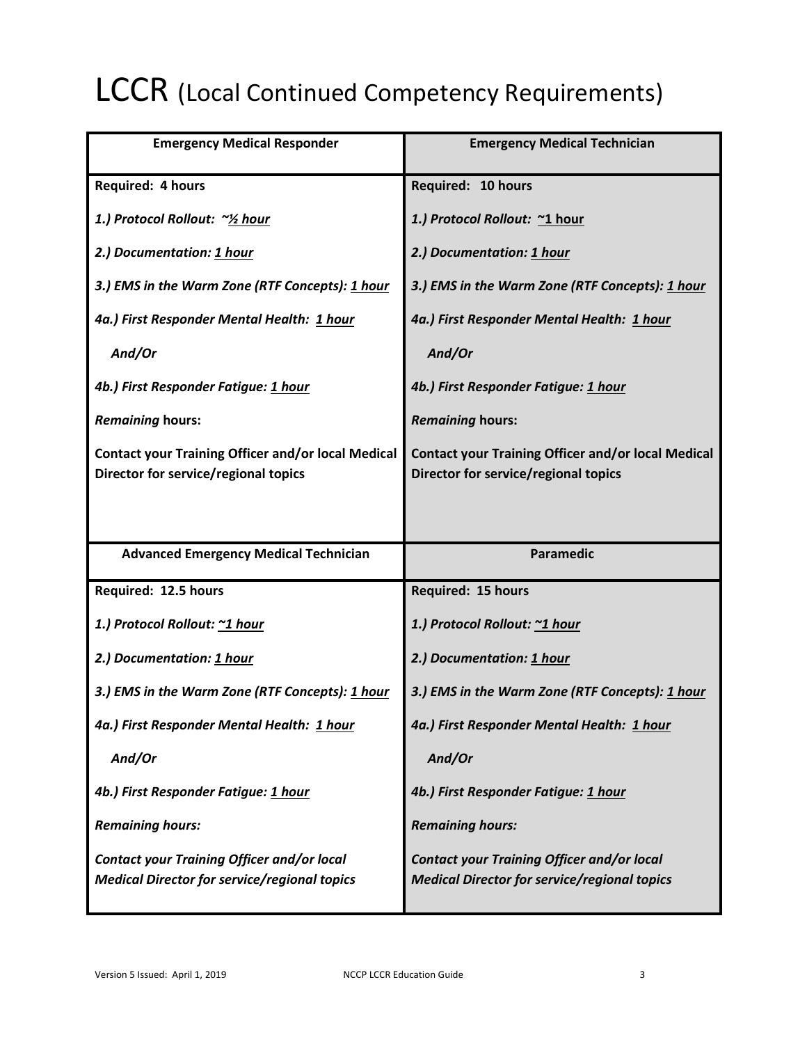# LCCR (Local Continued Competency Requirements)

| Emergency Medical Responder | Emergency Medical Technician |
|---|---|
| **Required: 4 hours** | **Required: 10 hours** |
| ***1.) Protocol Rollout: ~½ hour*** | ***1.) Protocol Rollout: ~1 hour*** |
| ***2.) Documentation: 1 hour*** | ***2.) Documentation: 1 hour*** |
| ***3.) EMS in the Warm Zone (RTF Concepts): 1 hour*** | ***3.) EMS in the Warm Zone (RTF Concepts): 1 hour*** |
| ***4a.) First Responder Mental Health: 1 hour*** | ***4a.) First Responder Mental Health: 1 hour*** |
| ***And/Or*** | ***And/Or*** |
| ***4b.) First Responder Fatigue: 1 hour*** | ***4b.) First Responder Fatigue: 1 hour*** |
| ***Remaining* hours:** | ***Remaining* hours:** |
| **Contact your Training Officer and/or local Medical Director for service/regional topics** | **Contact your Training Officer and/or local Medical Director for service/regional topics** |

| Advanced Emergency Medical Technician | Paramedic |
|---|---|
| **Required: 12.5 hours** | **Required: 15 hours** |
| ***1.) Protocol Rollout: ~1 hour*** | ***1.) Protocol Rollout: ~1 hour*** |
| ***2.) Documentation: 1 hour*** | ***2.) Documentation: 1 hour*** |
| ***3.) EMS in the Warm Zone (RTF Concepts): 1 hour*** | ***3.) EMS in the Warm Zone (RTF Concepts): 1 hour*** |
| ***4a.) First Responder Mental Health: 1 hour*** | ***4a.) First Responder Mental Health: 1 hour*** |
| ***And/Or*** | ***And/Or*** |
| ***4b.) First Responder Fatigue: 1 hour*** | ***4b.) First Responder Fatigue: 1 hour*** |
| ***Remaining hours:*** | ***Remaining hours:*** |
| ***Contact your Training Officer and/or local Medical Director for service/regional topics*** | ***Contact your Training Officer and/or local Medical Director for service/regional topics*** |

Version 5 Issued: April 1, 2019 NCCP LCCR Education Guide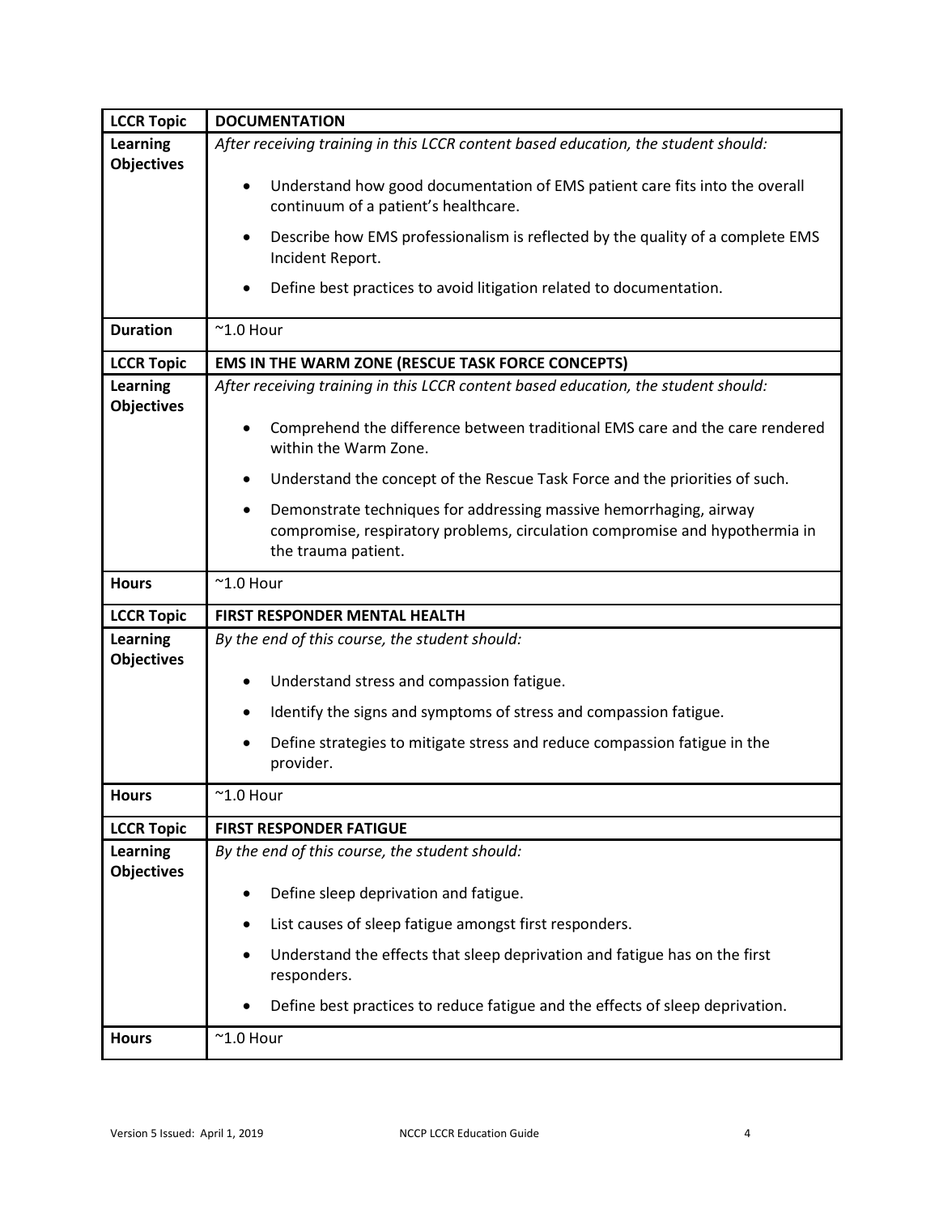| | |
|---|---|
| **LCCR Topic** | **DOCUMENTATION** |
| **Learning Objectives** | *After receiving training in this LCCR content based education, the student should:*<br>• Understand how good documentation of EMS patient care fits into the overall continuum of a patient's healthcare.<br>• Describe how EMS professionalism is reflected by the quality of a complete EMS Incident Report.<br>• Define best practices to avoid litigation related to documentation. |
| **Duration** | ~1.0 Hour |
| **LCCR Topic** | **EMS IN THE WARM ZONE (RESCUE TASK FORCE CONCEPTS)** |
| **Learning Objectives** | *After receiving training in this LCCR content based education, the student should:*<br>• Comprehend the difference between traditional EMS care and the care rendered within the Warm Zone.<br>• Understand the concept of the Rescue Task Force and the priorities of such.<br>• Demonstrate techniques for addressing massive hemorrhaging, airway compromise, respiratory problems, circulation compromise and hypothermia in the trauma patient. |
| **Hours** | ~1.0 Hour |
| **LCCR Topic** | **FIRST RESPONDER MENTAL HEALTH** |
| **Learning Objectives** | *By the end of this course, the student should:*<br>• Understand stress and compassion fatigue.<br>• Identify the signs and symptoms of stress and compassion fatigue.<br>• Define strategies to mitigate stress and reduce compassion fatigue in the provider. |
| **Hours** | ~1.0 Hour |
| **LCCR Topic** | **FIRST RESPONDER FATIGUE** |
| **Learning Objectives** | *By the end of this course, the student should:*<br>• Define sleep deprivation and fatigue.<br>• List causes of sleep fatigue amongst first responders.<br>• Understand the effects that sleep deprivation and fatigue has on the first responders.<br>• Define best practices to reduce fatigue and the effects of sleep deprivation. |
| **Hours** | ~1.0 Hour |